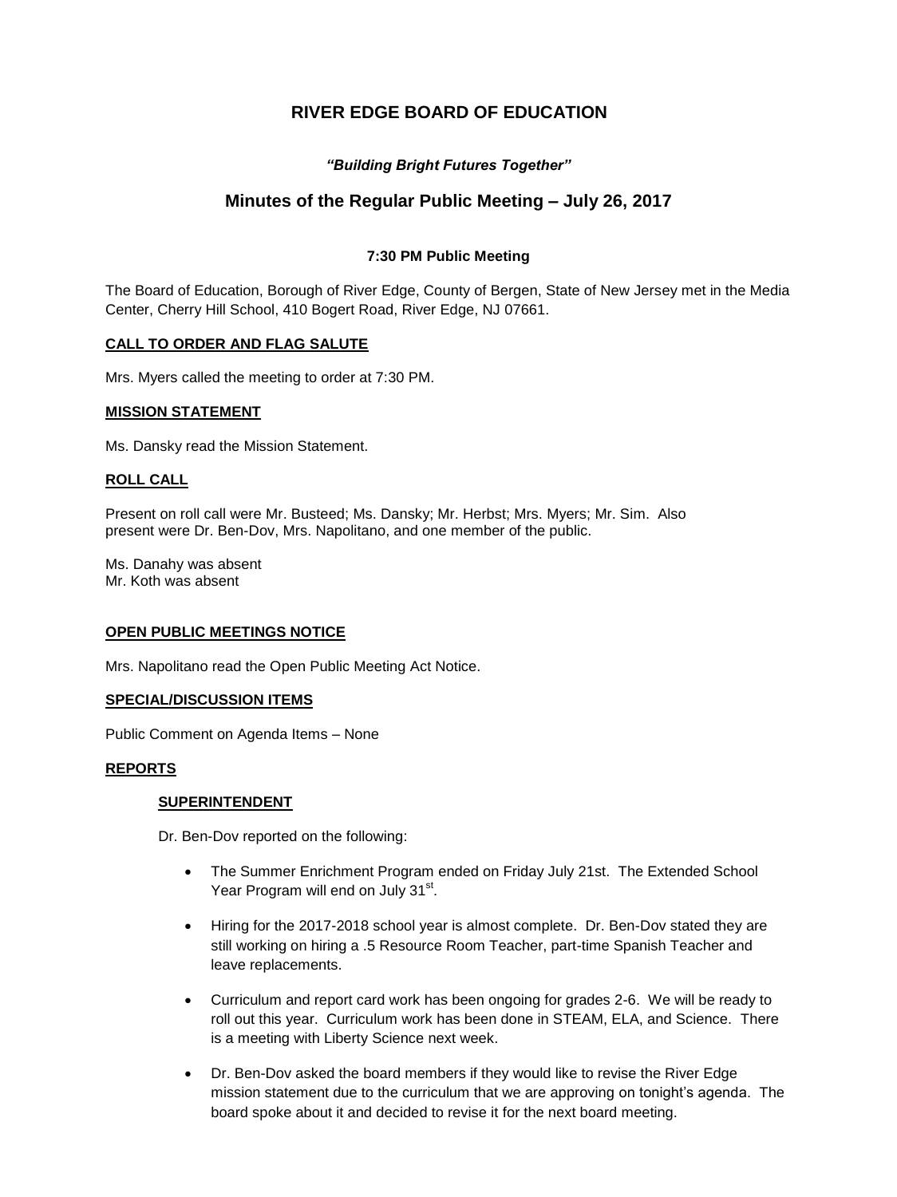# RIVER EDGE BOARD OF EDUCATION

***"Building Bright Futures Together"***

## Minutes of the Regular Public Meeting – July 26, 2017

**7:30 PM Public Meeting**

The Board of Education, Borough of River Edge, County of Bergen, State of New Jersey met in the Media Center, Cherry Hill School, 410 Bogert Road, River Edge, NJ 07661.

**CALL TO ORDER AND FLAG SALUTE**

Mrs. Myers called the meeting to order at 7:30 PM.

**MISSION STATEMENT**

Ms. Dansky read the Mission Statement.

**ROLL CALL**

Present on roll call were Mr. Busteed; Ms. Dansky; Mr. Herbst; Mrs. Myers; Mr. Sim. Also present were Dr. Ben-Dov, Mrs. Napolitano, and one member of the public.

Ms. Danahy was absent
Mr. Koth was absent

**OPEN PUBLIC MEETINGS NOTICE**

Mrs. Napolitano read the Open Public Meeting Act Notice.

**SPECIAL/DISCUSSION ITEMS**

Public Comment on Agenda Items – None

**REPORTS**

**SUPERINTENDENT**

Dr. Ben-Dov reported on the following:

- The Summer Enrichment Program ended on Friday July 21st. The Extended School Year Program will end on July 31st.
- Hiring for the 2017-2018 school year is almost complete. Dr. Ben-Dov stated they are still working on hiring a .5 Resource Room Teacher, part-time Spanish Teacher and leave replacements.
- Curriculum and report card work has been ongoing for grades 2-6. We will be ready to roll out this year. Curriculum work has been done in STEAM, ELA, and Science. There is a meeting with Liberty Science next week.
- Dr. Ben-Dov asked the board members if they would like to revise the River Edge mission statement due to the curriculum that we are approving on tonight's agenda. The board spoke about it and decided to revise it for the next board meeting.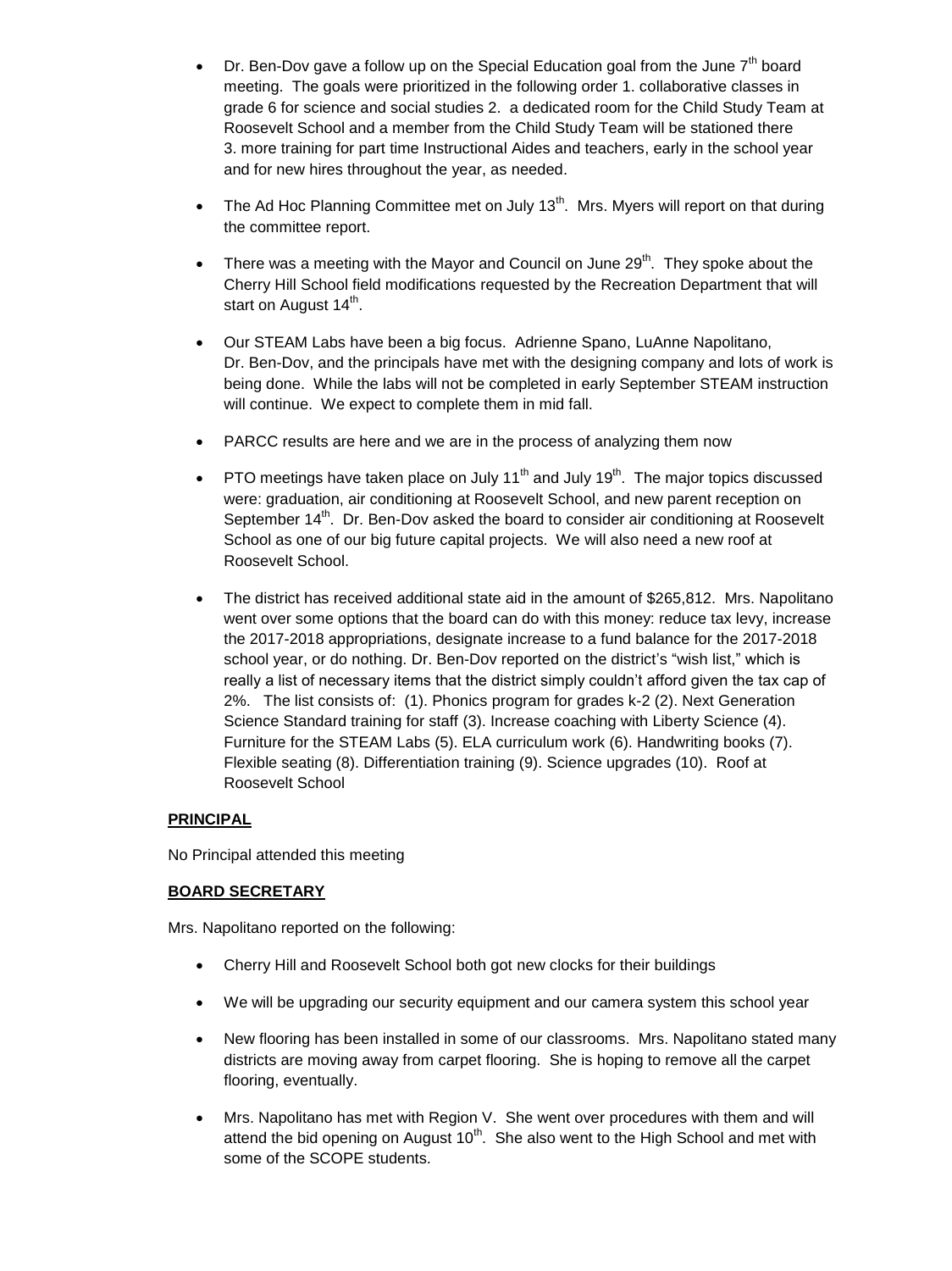- Dr. Ben-Dov gave a follow up on the Special Education goal from the June 7th board meeting. The goals were prioritized in the following order 1. collaborative classes in grade 6 for science and social studies 2. a dedicated room for the Child Study Team at Roosevelt School and a member from the Child Study Team will be stationed there 3. more training for part time Instructional Aides and teachers, early in the school year and for new hires throughout the year, as needed.

- The Ad Hoc Planning Committee met on July 13th. Mrs. Myers will report on that during the committee report.

- There was a meeting with the Mayor and Council on June 29th. They spoke about the Cherry Hill School field modifications requested by the Recreation Department that will start on August 14th.

- Our STEAM Labs have been a big focus. Adrienne Spano, LuAnne Napolitano, Dr. Ben-Dov, and the principals have met with the designing company and lots of work is being done. While the labs will not be completed in early September STEAM instruction will continue. We expect to complete them in mid fall.

- PARCC results are here and we are in the process of analyzing them now

- PTO meetings have taken place on July 11th and July 19th. The major topics discussed were: graduation, air conditioning at Roosevelt School, and new parent reception on September 14th. Dr. Ben-Dov asked the board to consider air conditioning at Roosevelt School as one of our big future capital projects. We will also need a new roof at Roosevelt School.

- The district has received additional state aid in the amount of $265,812. Mrs. Napolitano went over some options that the board can do with this money: reduce tax levy, increase the 2017-2018 appropriations, designate increase to a fund balance for the 2017-2018 school year, or do nothing. Dr. Ben-Dov reported on the district's "wish list," which is really a list of necessary items that the district simply couldn't afford given the tax cap of 2%. The list consists of: (1). Phonics program for grades k-2 (2). Next Generation Science Standard training for staff (3). Increase coaching with Liberty Science (4). Furniture for the STEAM Labs (5). ELA curriculum work (6). Handwriting books (7). Flexible seating (8). Differentiation training (9). Science upgrades (10). Roof at Roosevelt School

**PRINCIPAL**

No Principal attended this meeting

**BOARD SECRETARY**

Mrs. Napolitano reported on the following:

- Cherry Hill and Roosevelt School both got new clocks for their buildings

- We will be upgrading our security equipment and our camera system this school year

- New flooring has been installed in some of our classrooms. Mrs. Napolitano stated many districts are moving away from carpet flooring. She is hoping to remove all the carpet flooring, eventually.

- Mrs. Napolitano has met with Region V. She went over procedures with them and will attend the bid opening on August 10th. She also went to the High School and met with some of the SCOPE students.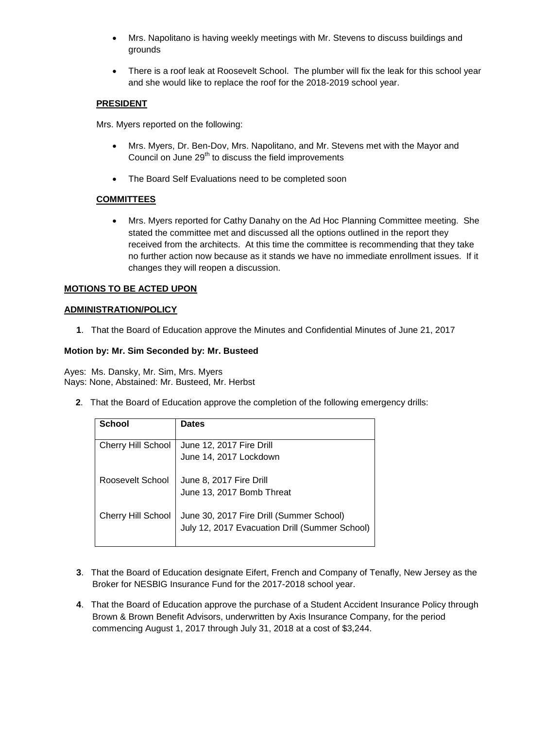- Mrs. Napolitano is having weekly meetings with Mr. Stevens to discuss buildings and grounds
- There is a roof leak at Roosevelt School. The plumber will fix the leak for this school year and she would like to replace the roof for the 2018-2019 school year.

**PRESIDENT**

Mrs. Myers reported on the following:

- Mrs. Myers, Dr. Ben-Dov, Mrs. Napolitano, and Mr. Stevens met with the Mayor and Council on June 29th to discuss the field improvements
- The Board Self Evaluations need to be completed soon

**COMMITTEES**

- Mrs. Myers reported for Cathy Danahy on the Ad Hoc Planning Committee meeting. She stated the committee met and discussed all the options outlined in the report they received from the architects. At this time the committee is recommending that they take no further action now because as it stands we have no immediate enrollment issues. If it changes they will reopen a discussion.

**MOTIONS TO BE ACTED UPON**

**ADMINISTRATION/POLICY**

**1**. That the Board of Education approve the Minutes and Confidential Minutes of June 21, 2017

**Motion by: Mr. Sim Seconded by: Mr. Busteed**

Ayes: Ms. Dansky, Mr. Sim, Mrs. Myers
Nays: None, Abstained: Mr. Busteed, Mr. Herbst

**2**. That the Board of Education approve the completion of the following emergency drills:

| School | Dates |
|---|---|
| Cherry Hill School | June 12, 2017 Fire Drill<br>June 14, 2017 Lockdown |
| Roosevelt School | June 8, 2017 Fire Drill<br>June 13, 2017 Bomb Threat |
| Cherry Hill School | June 30, 2017 Fire Drill (Summer School)<br>July 12, 2017 Evacuation Drill (Summer School) |

**3**. That the Board of Education designate Eifert, French and Company of Tenafly, New Jersey as the Broker for NESBIG Insurance Fund for the 2017-2018 school year.

**4**. That the Board of Education approve the purchase of a Student Accident Insurance Policy through Brown & Brown Benefit Advisors, underwritten by Axis Insurance Company, for the period commencing August 1, 2017 through July 31, 2018 at a cost of $3,244.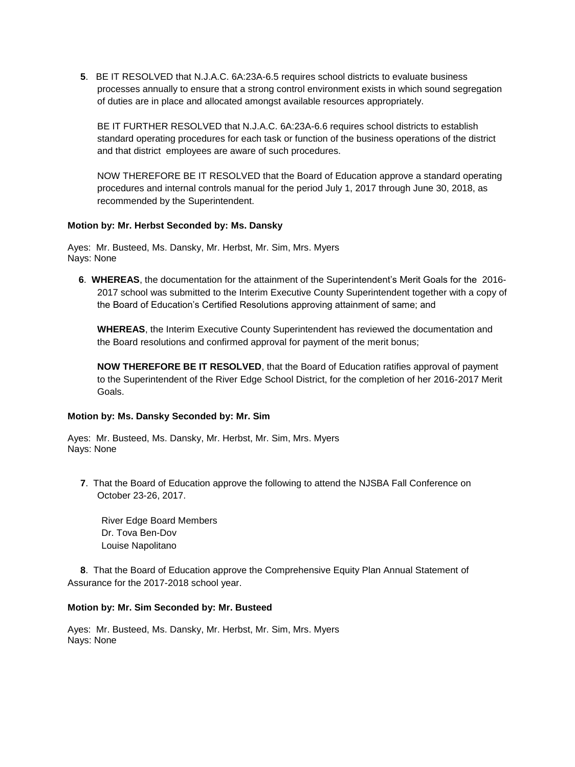**5**. BE IT RESOLVED that N.J.A.C. 6A:23A-6.5 requires school districts to evaluate business processes annually to ensure that a strong control environment exists in which sound segregation of duties are in place and allocated amongst available resources appropriately.

BE IT FURTHER RESOLVED that N.J.A.C. 6A:23A-6.6 requires school districts to establish standard operating procedures for each task or function of the business operations of the district and that district employees are aware of such procedures.

NOW THEREFORE BE IT RESOLVED that the Board of Education approve a standard operating procedures and internal controls manual for the period July 1, 2017 through June 30, 2018, as recommended by the Superintendent.

**Motion by: Mr. Herbst Seconded by: Ms. Dansky**

Ayes: Mr. Busteed, Ms. Dansky, Mr. Herbst, Mr. Sim, Mrs. Myers
Nays: None

**6**. **WHEREAS**, the documentation for the attainment of the Superintendent's Merit Goals for the 2016-2017 school was submitted to the Interim Executive County Superintendent together with a copy of the Board of Education's Certified Resolutions approving attainment of same; and

**WHEREAS**, the Interim Executive County Superintendent has reviewed the documentation and the Board resolutions and confirmed approval for payment of the merit bonus;

**NOW THEREFORE BE IT RESOLVED**, that the Board of Education ratifies approval of payment to the Superintendent of the River Edge School District, for the completion of her 2016-2017 Merit Goals.

**Motion by: Ms. Dansky Seconded by: Mr. Sim**

Ayes: Mr. Busteed, Ms. Dansky, Mr. Herbst, Mr. Sim, Mrs. Myers
Nays: None

**7**. That the Board of Education approve the following to attend the NJSBA Fall Conference on October 23-26, 2017.

River Edge Board Members
Dr. Tova Ben-Dov
Louise Napolitano

**8**. That the Board of Education approve the Comprehensive Equity Plan Annual Statement of Assurance for the 2017-2018 school year.

**Motion by: Mr. Sim Seconded by: Mr. Busteed**

Ayes: Mr. Busteed, Ms. Dansky, Mr. Herbst, Mr. Sim, Mrs. Myers
Nays: None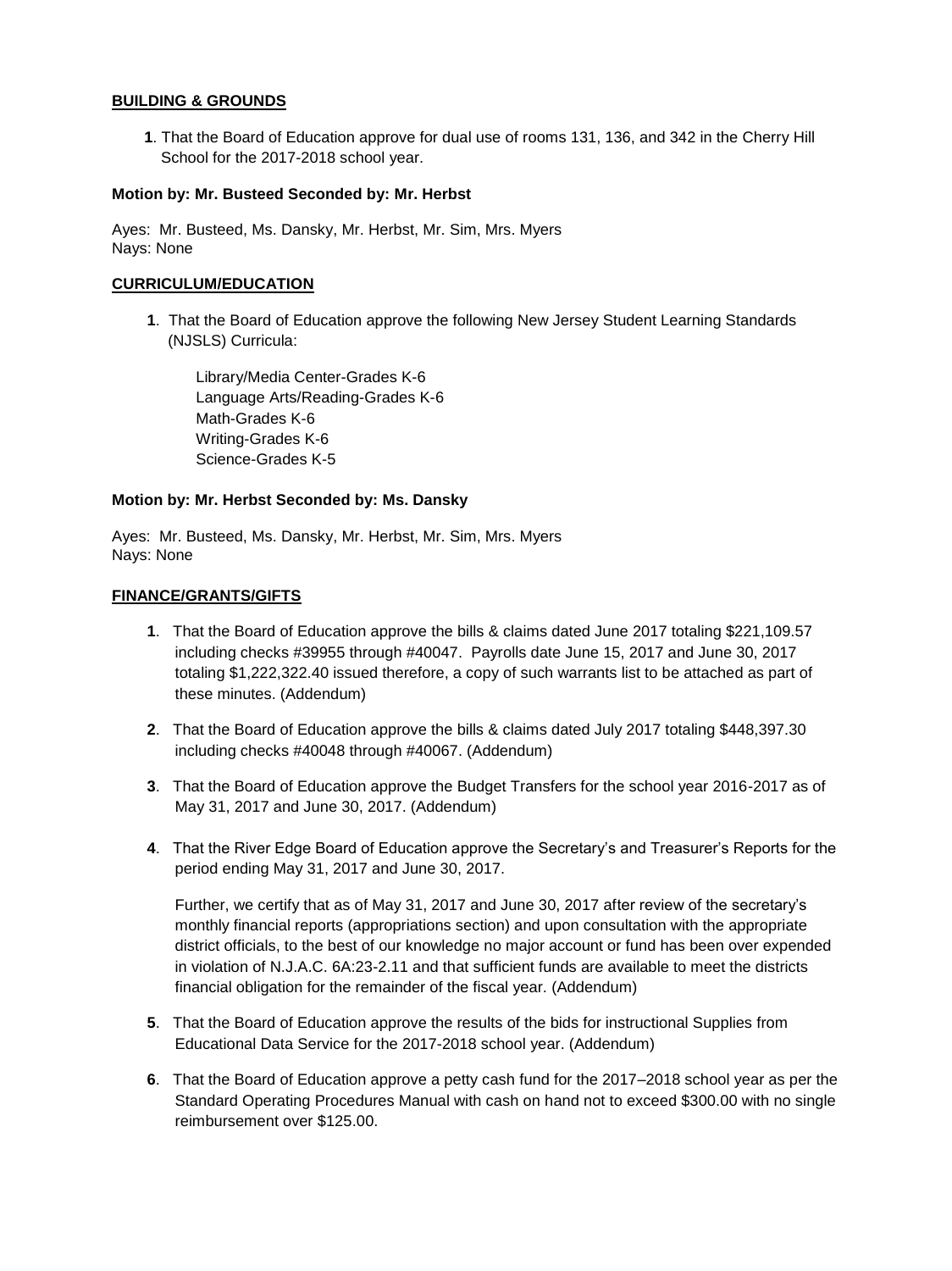**BUILDING & GROUNDS**

**1**. That the Board of Education approve for dual use of rooms 131, 136, and 342 in the Cherry Hill School for the 2017-2018 school year.

**Motion by: Mr. Busteed Seconded by: Mr. Herbst**

Ayes: Mr. Busteed, Ms. Dansky, Mr. Herbst, Mr. Sim, Mrs. Myers
Nays: None

**CURRICULUM/EDUCATION**

**1**. That the Board of Education approve the following New Jersey Student Learning Standards (NJSLS) Curricula:

Library/Media Center-Grades K-6
Language Arts/Reading-Grades K-6
Math-Grades K-6
Writing-Grades K-6
Science-Grades K-5

**Motion by: Mr. Herbst Seconded by: Ms. Dansky**

Ayes: Mr. Busteed, Ms. Dansky, Mr. Herbst, Mr. Sim, Mrs. Myers
Nays: None

**FINANCE/GRANTS/GIFTS**

**1**. That the Board of Education approve the bills & claims dated June 2017 totaling $221,109.57 including checks #39955 through #40047. Payrolls date June 15, 2017 and June 30, 2017 totaling $1,222,322.40 issued therefore, a copy of such warrants list to be attached as part of these minutes. (Addendum)

**2**. That the Board of Education approve the bills & claims dated July 2017 totaling $448,397.30 including checks #40048 through #40067. (Addendum)

**3**. That the Board of Education approve the Budget Transfers for the school year 2016-2017 as of May 31, 2017 and June 30, 2017. (Addendum)

**4**. That the River Edge Board of Education approve the Secretary's and Treasurer's Reports for the period ending May 31, 2017 and June 30, 2017.

Further, we certify that as of May 31, 2017 and June 30, 2017 after review of the secretary's monthly financial reports (appropriations section) and upon consultation with the appropriate district officials, to the best of our knowledge no major account or fund has been over expended in violation of N.J.A.C. 6A:23-2.11 and that sufficient funds are available to meet the districts financial obligation for the remainder of the fiscal year. (Addendum)

**5**. That the Board of Education approve the results of the bids for instructional Supplies from Educational Data Service for the 2017-2018 school year. (Addendum)

**6**. That the Board of Education approve a petty cash fund for the 2017–2018 school year as per the Standard Operating Procedures Manual with cash on hand not to exceed $300.00 with no single reimbursement over $125.00.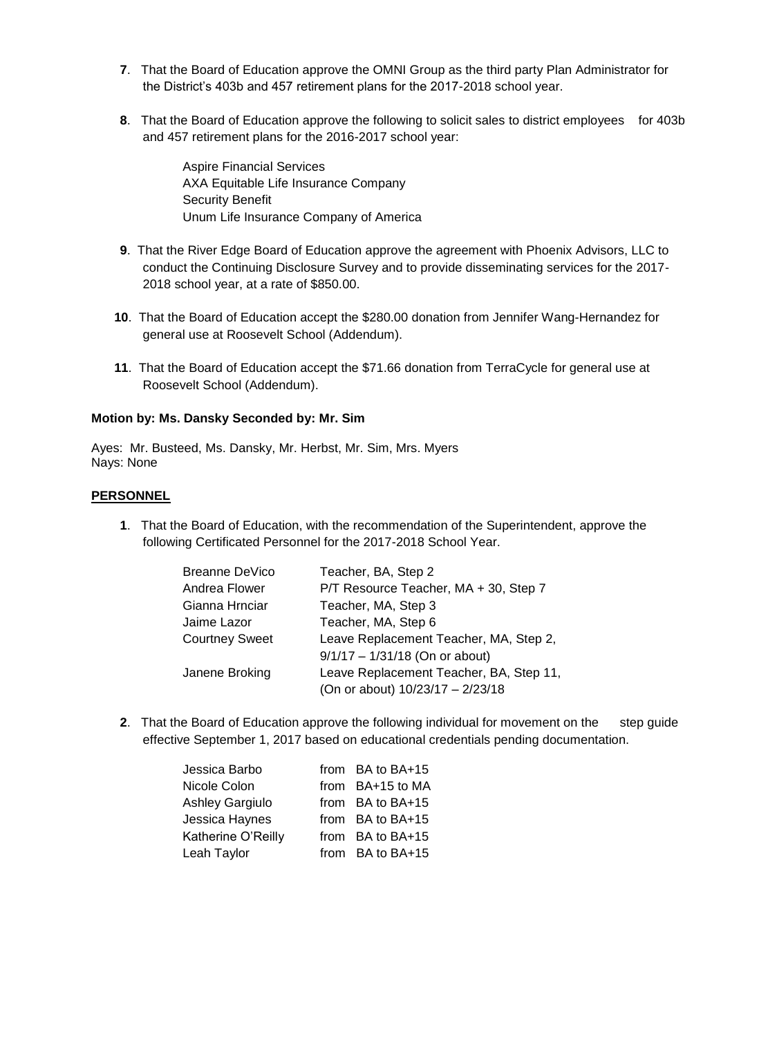**7**. That the Board of Education approve the OMNI Group as the third party Plan Administrator for the District's 403b and 457 retirement plans for the 2017-2018 school year.

**8**. That the Board of Education approve the following to solicit sales to district employees for 403b and 457 retirement plans for the 2016-2017 school year:

Aspire Financial Services
AXA Equitable Life Insurance Company
Security Benefit
Unum Life Insurance Company of America

**9**. That the River Edge Board of Education approve the agreement with Phoenix Advisors, LLC to conduct the Continuing Disclosure Survey and to provide disseminating services for the 2017-2018 school year, at a rate of $850.00.

**10**. That the Board of Education accept the $280.00 donation from Jennifer Wang-Hernandez for general use at Roosevelt School (Addendum).

**11**. That the Board of Education accept the $71.66 donation from TerraCycle for general use at Roosevelt School (Addendum).

**Motion by: Ms. Dansky Seconded by: Mr. Sim**

Ayes: Mr. Busteed, Ms. Dansky, Mr. Herbst, Mr. Sim, Mrs. Myers
Nays: None

**PERSONNEL**

**1**. That the Board of Education, with the recommendation of the Superintendent, approve the following Certificated Personnel for the 2017-2018 School Year.

| | |
|---|---|
| Breanne DeVico | Teacher, BA, Step 2 |
| Andrea Flower | P/T Resource Teacher, MA + 30, Step 7 |
| Gianna Hrnciar | Teacher, MA, Step 3 |
| Jaime Lazor | Teacher, MA, Step 6 |
| Courtney Sweet | Leave Replacement Teacher, MA, Step 2, 9/1/17 – 1/31/18 (On or about) |
| Janene Broking | Leave Replacement Teacher, BA, Step 11, (On or about) 10/23/17 – 2/23/18 |

**2**. That the Board of Education approve the following individual for movement on the step guide effective September 1, 2017 based on educational credentials pending documentation.

| | |
|---|---|
| Jessica Barbo | from BA to BA+15 |
| Nicole Colon | from BA+15 to MA |
| Ashley Gargiulo | from BA to BA+15 |
| Jessica Haynes | from BA to BA+15 |
| Katherine O'Reilly | from BA to BA+15 |
| Leah Taylor | from BA to BA+15 |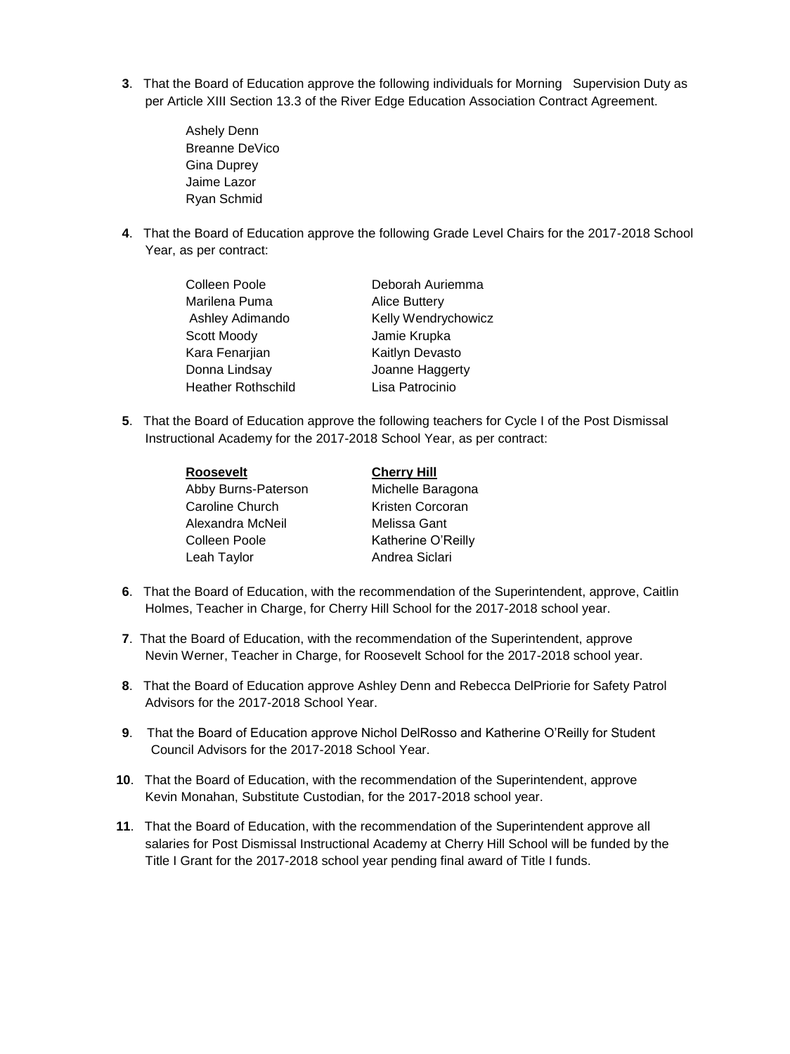**3**. That the Board of Education approve the following individuals for Morning Supervision Duty as per Article XIII Section 13.3 of the River Edge Education Association Contract Agreement.

Ashely Denn
Breanne DeVico
Gina Duprey
Jaime Lazor
Ryan Schmid

**4**. That the Board of Education approve the following Grade Level Chairs for the 2017-2018 School Year, as per contract:

| | |
|---|---|
| Colleen Poole | Deborah Auriemma |
| Marilena Puma | Alice Buttery |
| Ashley Adimando | Kelly Wendrychowicz |
| Scott Moody | Jamie Krupka |
| Kara Fenarjian | Kaitlyn Devasto |
| Donna Lindsay | Joanne Haggerty |
| Heather Rothschild | Lisa Patrocinio |

**5**. That the Board of Education approve the following teachers for Cycle I of the Post Dismissal Instructional Academy for the 2017-2018 School Year, as per contract:

| **Roosevelt** | **Cherry Hill** |
|---|---|
| Abby Burns-Paterson | Michelle Baragona |
| Caroline Church | Kristen Corcoran |
| Alexandra McNeil | Melissa Gant |
| Colleen Poole | Katherine O'Reilly |
| Leah Taylor | Andrea Siclari |

**6**. That the Board of Education, with the recommendation of the Superintendent, approve, Caitlin Holmes, Teacher in Charge, for Cherry Hill School for the 2017-2018 school year.

**7**. That the Board of Education, with the recommendation of the Superintendent, approve Nevin Werner, Teacher in Charge, for Roosevelt School for the 2017-2018 school year.

**8**. That the Board of Education approve Ashley Denn and Rebecca DelPriorie for Safety Patrol Advisors for the 2017-2018 School Year.

**9**. That the Board of Education approve Nichol DelRosso and Katherine O'Reilly for Student Council Advisors for the 2017-2018 School Year.

**10**. That the Board of Education, with the recommendation of the Superintendent, approve Kevin Monahan, Substitute Custodian, for the 2017-2018 school year.

**11**. That the Board of Education, with the recommendation of the Superintendent approve all salaries for Post Dismissal Instructional Academy at Cherry Hill School will be funded by the Title I Grant for the 2017-2018 school year pending final award of Title I funds.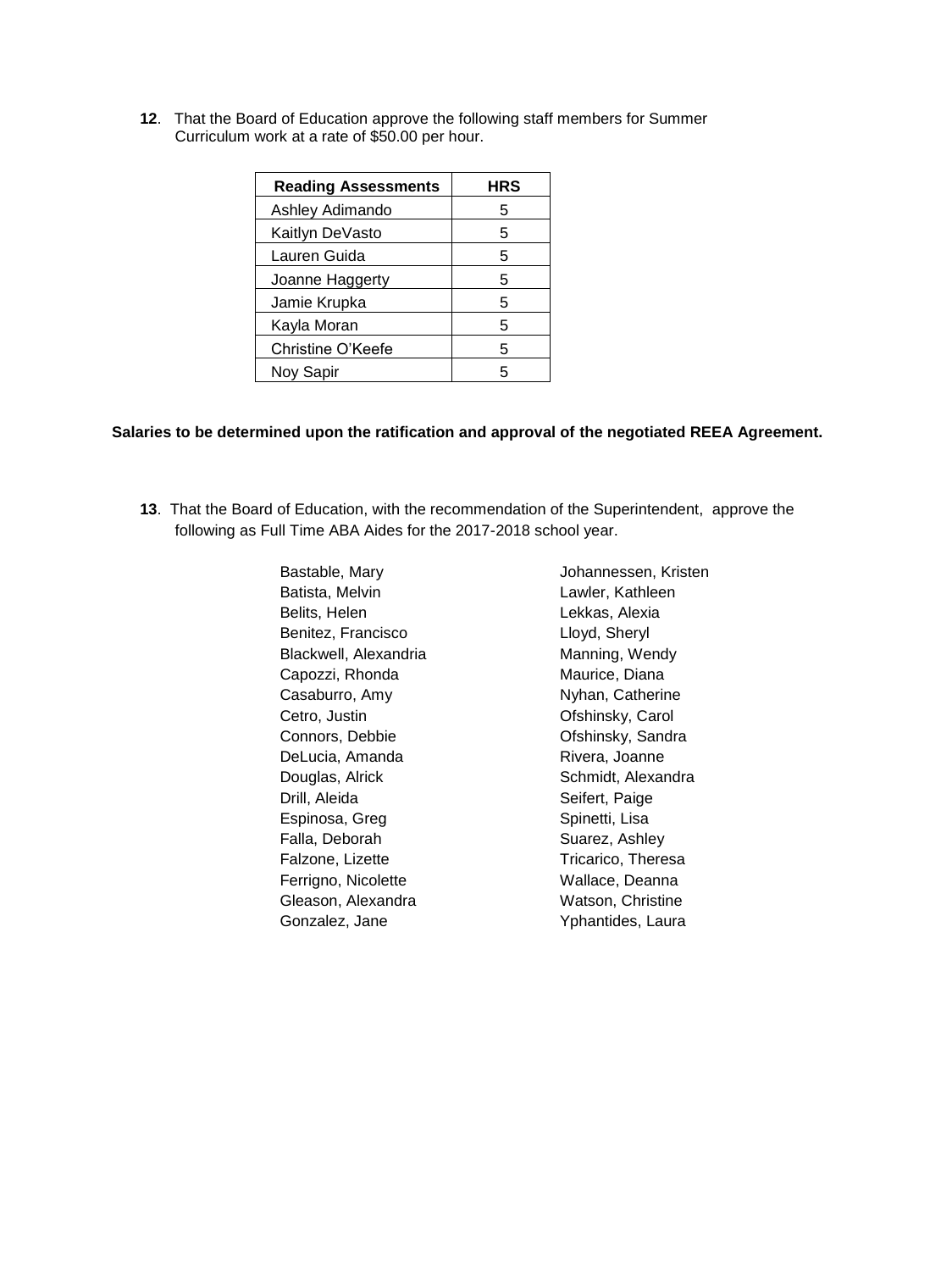**12**. That the Board of Education approve the following staff members for Summer Curriculum work at a rate of $50.00 per hour.

| Reading Assessments | HRS |
|---|---|
| Ashley Adimando | 5 |
| Kaitlyn DeVasto | 5 |
| Lauren Guida | 5 |
| Joanne Haggerty | 5 |
| Jamie Krupka | 5 |
| Kayla Moran | 5 |
| Christine O'Keefe | 5 |
| Noy Sapir | 5 |

**Salaries to be determined upon the ratification and approval of the negotiated REEA Agreement.**

**13**. That the Board of Education, with the recommendation of the Superintendent, approve the following as Full Time ABA Aides for the 2017-2018 school year.

Bastable, Mary
Batista, Melvin
Belits, Helen
Benitez, Francisco
Blackwell, Alexandria
Capozzi, Rhonda
Casaburro, Amy
Cetro, Justin
Connors, Debbie
DeLucia, Amanda
Douglas, Alrick
Drill, Aleida
Espinosa, Greg
Falla, Deborah
Falzone, Lizette
Ferrigno, Nicolette
Gleason, Alexandra
Gonzalez, Jane
Johannessen, Kristen
Lawler, Kathleen
Lekkas, Alexia
Lloyd, Sheryl
Manning, Wendy
Maurice, Diana
Nyhan, Catherine
Ofshinsky, Carol
Ofshinsky, Sandra
Rivera, Joanne
Schmidt, Alexandra
Seifert, Paige
Spinetti, Lisa
Suarez, Ashley
Tricarico, Theresa
Wallace, Deanna
Watson, Christine
Yphantides, Laura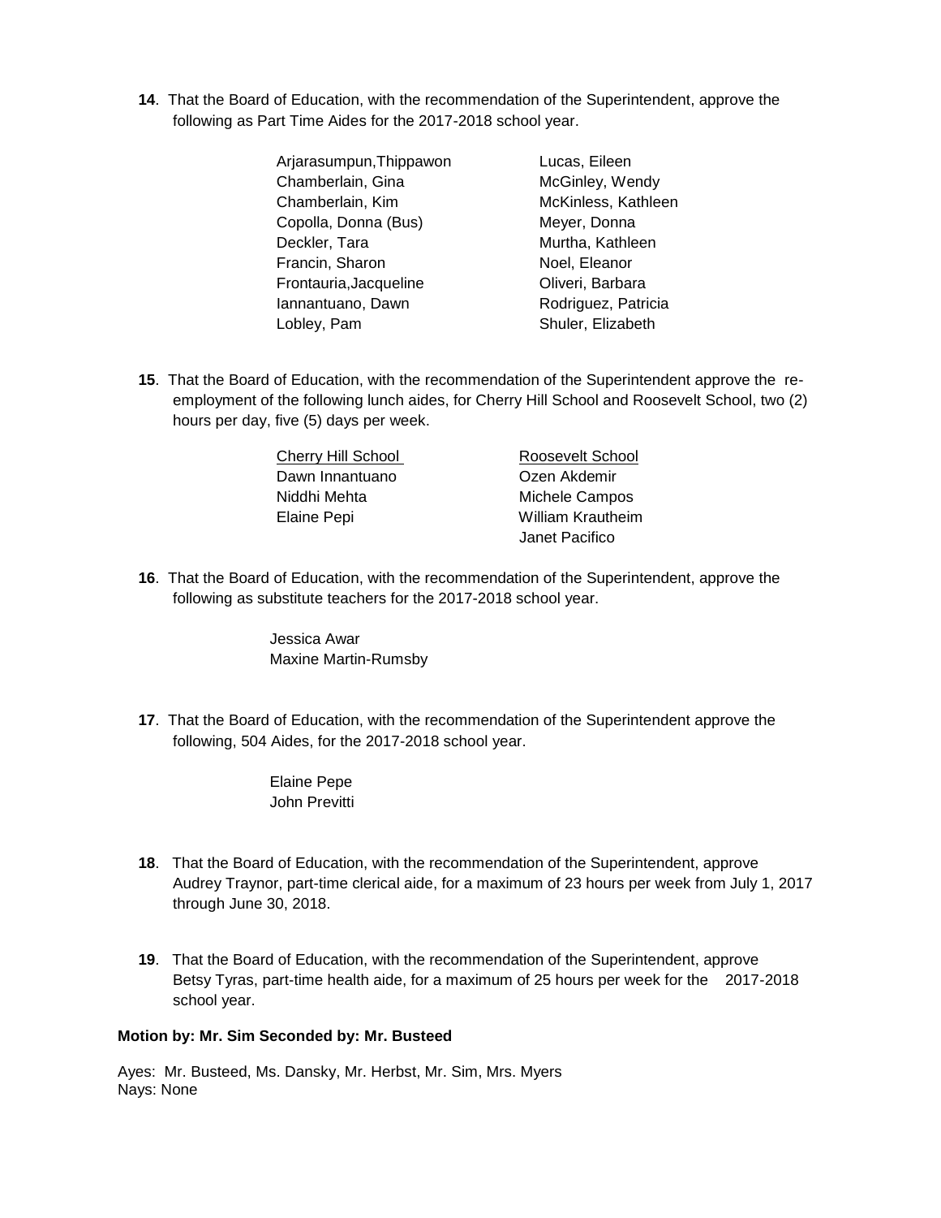**14**. That the Board of Education, with the recommendation of the Superintendent, approve the following as Part Time Aides for the 2017-2018 school year.

| | |
|---|---|
| Arjarasumpun,Thippawon | Lucas, Eileen |
| Chamberlain, Gina | McGinley, Wendy |
| Chamberlain, Kim | McKinless, Kathleen |
| Copolla, Donna (Bus) | Meyer, Donna |
| Deckler, Tara | Murtha, Kathleen |
| Francin, Sharon | Noel, Eleanor |
| Frontauria,Jacqueline | Oliveri, Barbara |
| Iannantuano, Dawn | Rodriguez, Patricia |
| Lobley, Pam | Shuler, Elizabeth |

**15**. That the Board of Education, with the recommendation of the Superintendent approve the re-employment of the following lunch aides, for Cherry Hill School and Roosevelt School, two (2) hours per day, five (5) days per week.

| Cherry Hill School | Roosevelt School |
|---|---|
| Dawn Innantuano | Ozen Akdemir |
| Niddhi Mehta | Michele Campos |
| Elaine Pepi | William Krautheim |
| | Janet Pacifico |

**16**. That the Board of Education, with the recommendation of the Superintendent, approve the following as substitute teachers for the 2017-2018 school year.

Jessica Awar
Maxine Martin-Rumsby

**17**. That the Board of Education, with the recommendation of the Superintendent approve the following, 504 Aides, for the 2017-2018 school year.

Elaine Pepe
John Previtti

**18**. That the Board of Education, with the recommendation of the Superintendent, approve Audrey Traynor, part-time clerical aide, for a maximum of 23 hours per week from July 1, 2017 through June 30, 2018.

**19**. That the Board of Education, with the recommendation of the Superintendent, approve Betsy Tyras, part-time health aide, for a maximum of 25 hours per week for the 2017-2018 school year.

**Motion by: Mr. Sim Seconded by: Mr. Busteed**

Ayes: Mr. Busteed, Ms. Dansky, Mr. Herbst, Mr. Sim, Mrs. Myers
Nays: None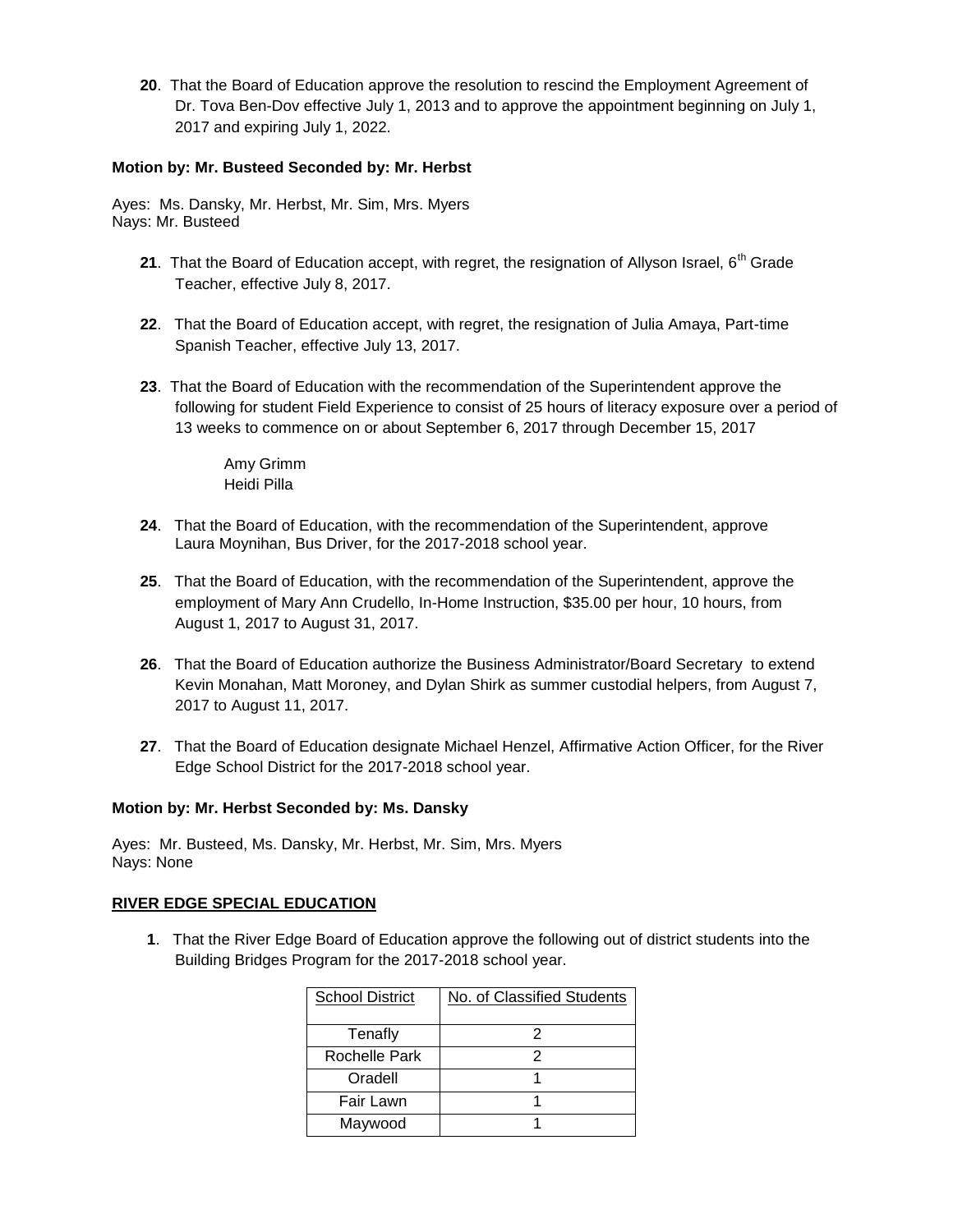**20**. That the Board of Education approve the resolution to rescind the Employment Agreement of Dr. Tova Ben-Dov effective July 1, 2013 and to approve the appointment beginning on July 1, 2017 and expiring July 1, 2022.

**Motion by: Mr. Busteed Seconded by: Mr. Herbst**

Ayes: Ms. Dansky, Mr. Herbst, Mr. Sim, Mrs. Myers
Nays: Mr. Busteed

**21**. That the Board of Education accept, with regret, the resignation of Allyson Israel, 6th Grade Teacher, effective July 8, 2017.

**22**. That the Board of Education accept, with regret, the resignation of Julia Amaya, Part-time Spanish Teacher, effective July 13, 2017.

**23**. That the Board of Education with the recommendation of the Superintendent approve the following for student Field Experience to consist of 25 hours of literacy exposure over a period of 13 weeks to commence on or about September 6, 2017 through December 15, 2017

Amy Grimm
Heidi Pilla

**24**. That the Board of Education, with the recommendation of the Superintendent, approve Laura Moynihan, Bus Driver, for the 2017-2018 school year.

**25**. That the Board of Education, with the recommendation of the Superintendent, approve the employment of Mary Ann Crudello, In-Home Instruction, $35.00 per hour, 10 hours, from August 1, 2017 to August 31, 2017.

**26**. That the Board of Education authorize the Business Administrator/Board Secretary to extend Kevin Monahan, Matt Moroney, and Dylan Shirk as summer custodial helpers, from August 7, 2017 to August 11, 2017.

**27**. That the Board of Education designate Michael Henzel, Affirmative Action Officer, for the River Edge School District for the 2017-2018 school year.

**Motion by: Mr. Herbst Seconded by: Ms. Dansky**

Ayes: Mr. Busteed, Ms. Dansky, Mr. Herbst, Mr. Sim, Mrs. Myers
Nays: None

**RIVER EDGE SPECIAL EDUCATION**

**1**. That the River Edge Board of Education approve the following out of district students into the Building Bridges Program for the 2017-2018 school year.

| School District | No. of Classified Students |
|---|---|
| Tenafly | 2 |
| Rochelle Park | 2 |
| Oradell | 1 |
| Fair Lawn | 1 |
| Maywood | 1 |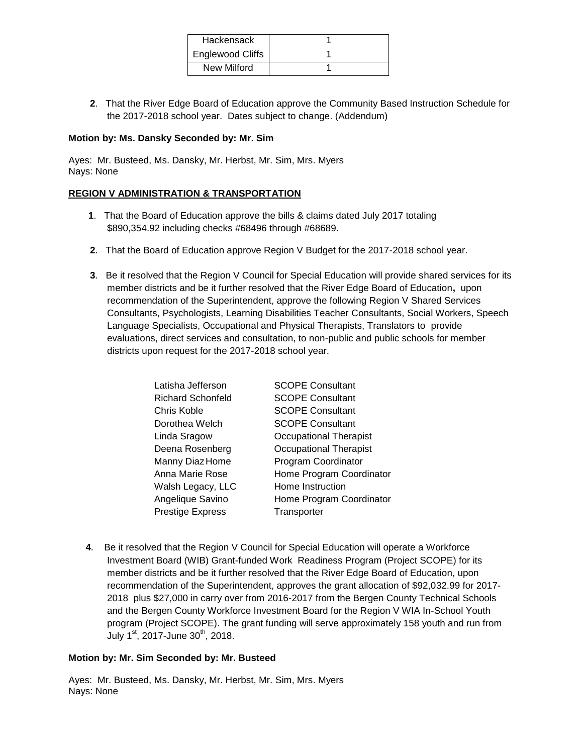| Hackensack | 1 |
|---|---|
| Englewood Cliffs | 1 |
| New Milford | 1 |

**2**. That the River Edge Board of Education approve the Community Based Instruction Schedule for the 2017-2018 school year. Dates subject to change. (Addendum)

**Motion by: Ms. Dansky Seconded by: Mr. Sim**

Ayes: Mr. Busteed, Ms. Dansky, Mr. Herbst, Mr. Sim, Mrs. Myers
Nays: None

**REGION V ADMINISTRATION & TRANSPORTATION**

**1**. That the Board of Education approve the bills & claims dated July 2017 totaling $890,354.92 including checks #68496 through #68689.

**2**. That the Board of Education approve Region V Budget for the 2017-2018 school year.

**3**. Be it resolved that the Region V Council for Special Education will provide shared services for its member districts and be it further resolved that the River Edge Board of Education**,** upon recommendation of the Superintendent, approve the following Region V Shared Services Consultants, Psychologists, Learning Disabilities Teacher Consultants, Social Workers, Speech Language Specialists, Occupational and Physical Therapists, Translators to provide evaluations, direct services and consultation, to non-public and public schools for member districts upon request for the 2017-2018 school year.

| | |
|---|---|
| Latisha Jefferson | SCOPE Consultant |
| Richard Schonfeld | SCOPE Consultant |
| Chris Koble | SCOPE Consultant |
| Dorothea Welch | SCOPE Consultant |
| Linda Sragow | Occupational Therapist |
| Deena Rosenberg | Occupational Therapist |
| Manny Diaz | Home Program Coordinator |
| Anna Marie Rose | Home Program Coordinator |
| Walsh Legacy, LLC | Home Instruction |
| Angelique Savino | Home Program Coordinator |
| Prestige Express | Transporter |

**4**. Be it resolved that the Region V Council for Special Education will operate a Workforce Investment Board (WIB) Grant-funded Work Readiness Program (Project SCOPE) for its member districts and be it further resolved that the River Edge Board of Education, upon recommendation of the Superintendent, approves the grant allocation of $92,032.99 for 2017-2018 plus $27,000 in carry over from 2016-2017 from the Bergen County Technical Schools and the Bergen County Workforce Investment Board for the Region V WIA In-School Youth program (Project SCOPE). The grant funding will serve approximately 158 youth and run from July 1st, 2017-June 30th, 2018.

**Motion by: Mr. Sim Seconded by: Mr. Busteed**

Ayes: Mr. Busteed, Ms. Dansky, Mr. Herbst, Mr. Sim, Mrs. Myers
Nays: None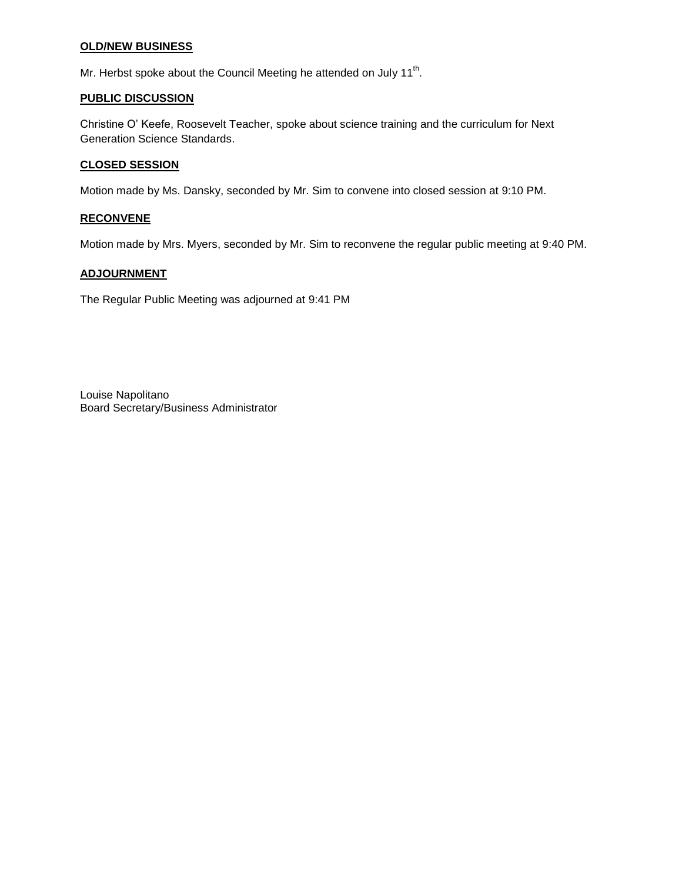**OLD/NEW BUSINESS**

Mr. Herbst spoke about the Council Meeting he attended on July 11th.

**PUBLIC DISCUSSION**

Christine O' Keefe, Roosevelt Teacher, spoke about science training and the curriculum for Next Generation Science Standards.

**CLOSED SESSION**

Motion made by Ms. Dansky, seconded by Mr. Sim to convene into closed session at 9:10 PM.

**RECONVENE**

Motion made by Mrs. Myers, seconded by Mr. Sim to reconvene the regular public meeting at 9:40 PM.

**ADJOURNMENT**

The Regular Public Meeting was adjourned at 9:41 PM

Louise Napolitano
Board Secretary/Business Administrator